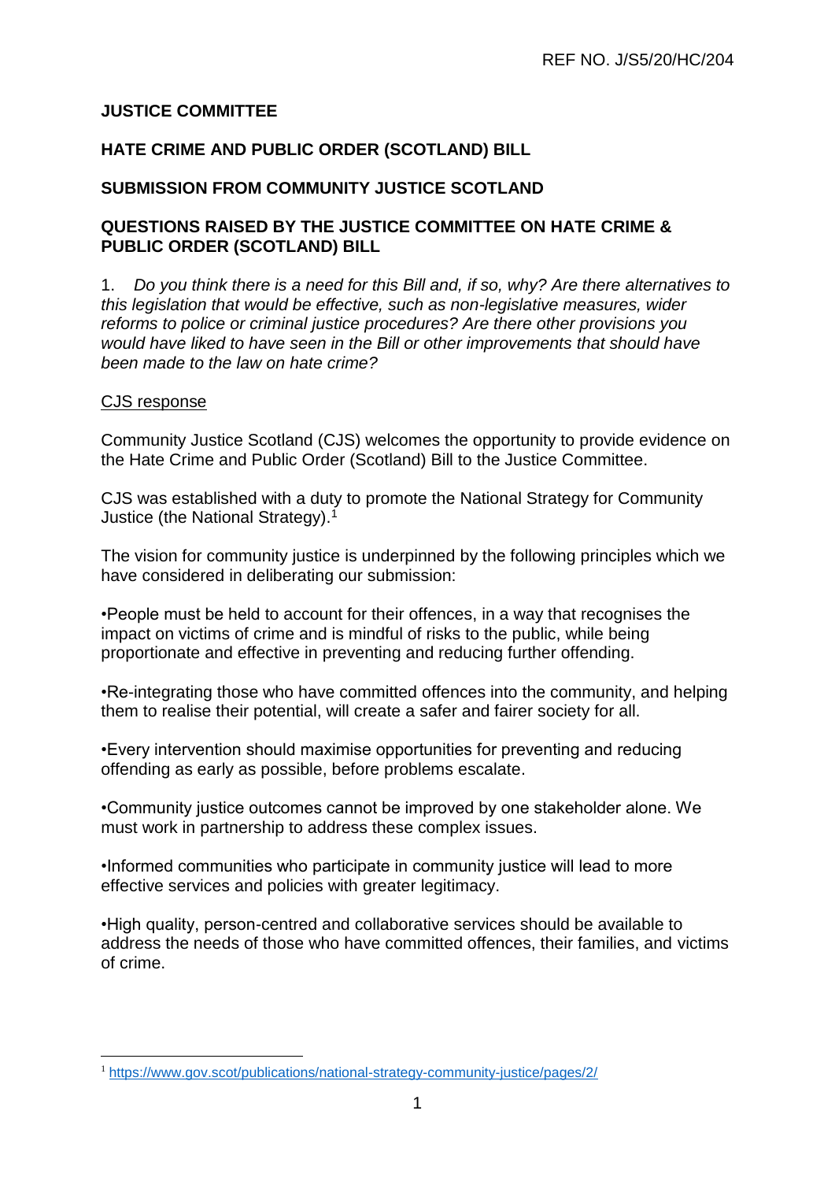REF NO. J/S5/20/HC/204

**JUSTICE COMMITTEE**

**HATE CRIME AND PUBLIC ORDER (SCOTLAND) BILL**

**SUBMISSION FROM COMMUNITY JUSTICE SCOTLAND**

**QUESTIONS RAISED BY THE JUSTICE COMMITTEE ON HATE CRIME & PUBLIC ORDER (SCOTLAND) BILL**

1. *Do you think there is a need for this Bill and, if so, why? Are there alternatives to this legislation that would be effective, such as non-legislative measures, wider reforms to police or criminal justice procedures? Are there other provisions you would have liked to have seen in the Bill or other improvements that should have been made to the law on hate crime?*

<u>CJS response</u>

Community Justice Scotland (CJS) welcomes the opportunity to provide evidence on the Hate Crime and Public Order (Scotland) Bill to the Justice Committee.

CJS was established with a duty to promote the National Strategy for Community Justice (the National Strategy).[1]

The vision for community justice is underpinned by the following principles which we have considered in deliberating our submission:

- People must be held to account for their offences, in a way that recognises the impact on victims of crime and is mindful of risks to the public, while being proportionate and effective in preventing and reducing further offending.

- Re-integrating those who have committed offences into the community, and helping them to realise their potential, will create a safer and fairer society for all.

- Every intervention should maximise opportunities for preventing and reducing offending as early as possible, before problems escalate.

- Community justice outcomes cannot be improved by one stakeholder alone. We must work in partnership to address these complex issues.

- Informed communities who participate in community justice will lead to more effective services and policies with greater legitimacy.

- High quality, person-centred and collaborative services should be available to address the needs of those who have committed offences, their families, and victims of crime.

[1] https://www.gov.scot/publications/national-strategy-community-justice/pages/2/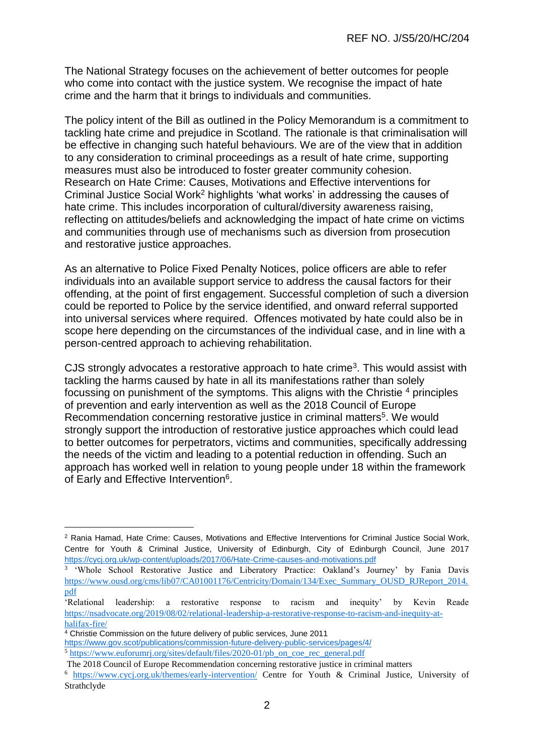The National Strategy focuses on the achievement of better outcomes for people who come into contact with the justice system. We recognise the impact of hate crime and the harm that it brings to individuals and communities.

The policy intent of the Bill as outlined in the Policy Memorandum is a commitment to tackling hate crime and prejudice in Scotland. The rationale is that criminalisation will be effective in changing such hateful behaviours. We are of the view that in addition to any consideration to criminal proceedings as a result of hate crime, supporting measures must also be introduced to foster greater community cohesion. Research on Hate Crime: Causes, Motivations and Effective interventions for Criminal Justice Social Work[2] highlights 'what works' in addressing the causes of hate crime. This includes incorporation of cultural/diversity awareness raising, reflecting on attitudes/beliefs and acknowledging the impact of hate crime on victims and communities through use of mechanisms such as diversion from prosecution and restorative justice approaches.

As an alternative to Police Fixed Penalty Notices, police officers are able to refer individuals into an available support service to address the causal factors for their offending, at the point of first engagement. Successful completion of such a diversion could be reported to Police by the service identified, and onward referral supported into universal services where required. Offences motivated by hate could also be in scope here depending on the circumstances of the individual case, and in line with a person-centred approach to achieving rehabilitation.

CJS strongly advocates a restorative approach to hate crime[3]. This would assist with tackling the harms caused by hate in all its manifestations rather than solely focussing on punishment of the symptoms. This aligns with the Christie [4] principles of prevention and early intervention as well as the 2018 Council of Europe Recommendation concerning restorative justice in criminal matters[5]. We would strongly support the introduction of restorative justice approaches which could lead to better outcomes for perpetrators, victims and communities, specifically addressing the needs of the victim and leading to a potential reduction in offending. Such an approach has worked well in relation to young people under 18 within the framework of Early and Effective Intervention[6].

---

[2] Rania Hamad, Hate Crime: Causes, Motivations and Effective Interventions for Criminal Justice Social Work, Centre for Youth & Criminal Justice, University of Edinburgh, City of Edinburgh Council, June 2017 https://cycj.org.uk/wp-content/uploads/2017/06/Hate-Crime-causes-and-motivations.pdf

[3] 'Whole School Restorative Justice and Liberatory Practice: Oakland's Journey' by Fania Davis https://www.ousd.org/cms/lib07/CA01001176/Centricity/Domain/134/Exec_Summary_OUSD_RJReport_2014.pdf

'Relational leadership: a restorative response to racism and inequity' by Kevin Reade https://nsadvocate.org/2019/08/02/relational-leadership-a-restorative-response-to-racism-and-inequity-at-halifax-fire/

[4] Christie Commission on the future delivery of public services, June 2011 https://www.gov.scot/publications/commission-future-delivery-public-services/pages/4/

[5] https://www.euforumrj.org/sites/default/files/2020-01/pb_on_coe_rec_general.pdf
The 2018 Council of Europe Recommendation concerning restorative justice in criminal matters

[6] https://www.cycj.org.uk/themes/early-intervention/ Centre for Youth & Criminal Justice, University of Strathclyde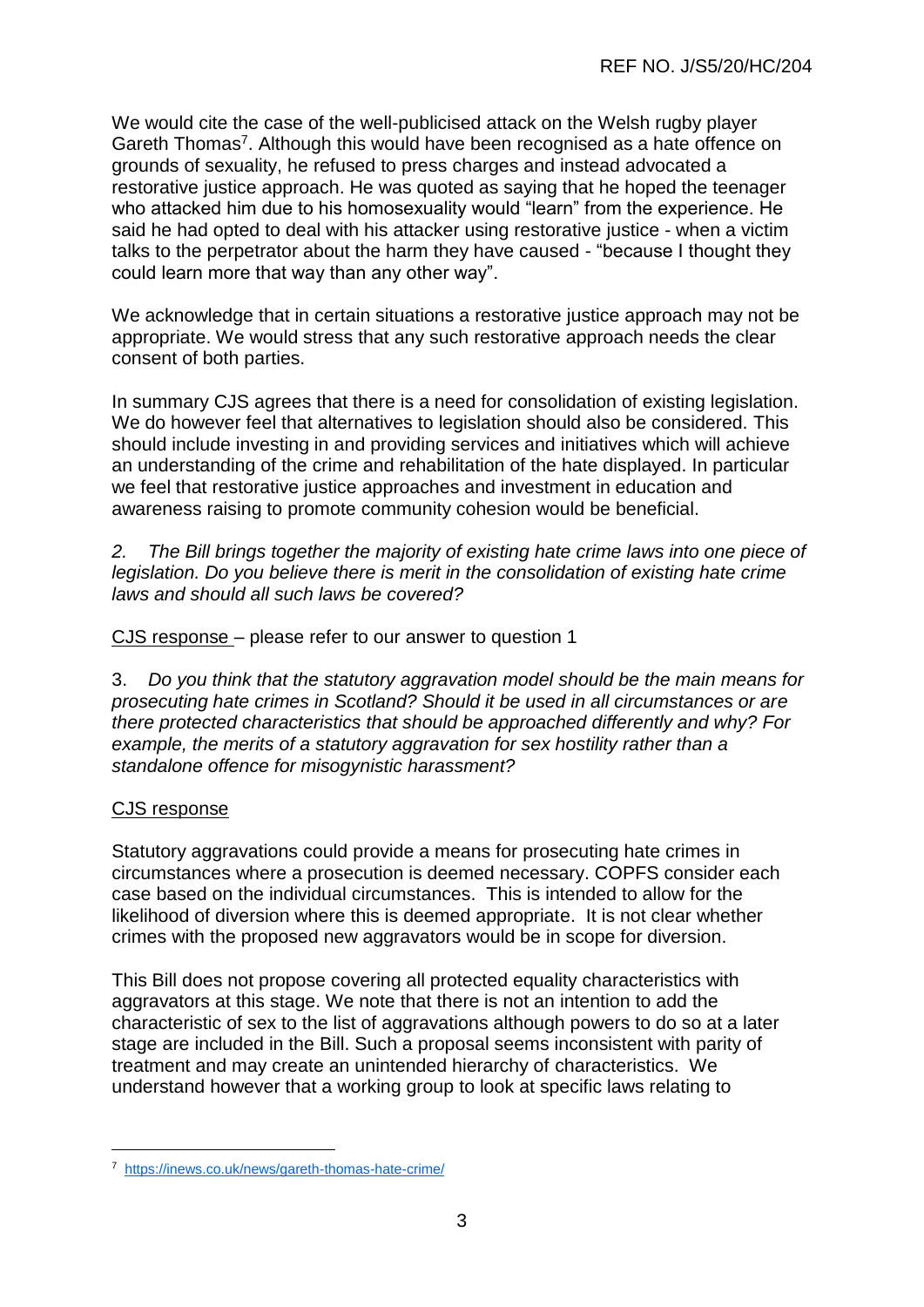We would cite the case of the well-publicised attack on the Welsh rugby player Gareth Thomas[7]. Although this would have been recognised as a hate offence on grounds of sexuality, he refused to press charges and instead advocated a restorative justice approach. He was quoted as saying that he hoped the teenager who attacked him due to his homosexuality would "learn" from the experience. He said he had opted to deal with his attacker using restorative justice - when a victim talks to the perpetrator about the harm they have caused - "because I thought they could learn more that way than any other way".

We acknowledge that in certain situations a restorative justice approach may not be appropriate. We would stress that any such restorative approach needs the clear consent of both parties.

In summary CJS agrees that there is a need for consolidation of existing legislation. We do however feel that alternatives to legislation should also be considered. This should include investing in and providing services and initiatives which will achieve an understanding of the crime and rehabilitation of the hate displayed. In particular we feel that restorative justice approaches and investment in education and awareness raising to promote community cohesion would be beneficial.

*2. The Bill brings together the majority of existing hate crime laws into one piece of legislation. Do you believe there is merit in the consolidation of existing hate crime laws and should all such laws be covered?*

CJS response – please refer to our answer to question 1

3. *Do you think that the statutory aggravation model should be the main means for prosecuting hate crimes in Scotland? Should it be used in all circumstances or are there protected characteristics that should be approached differently and why? For example, the merits of a statutory aggravation for sex hostility rather than a standalone offence for misogynistic harassment?*

CJS response

Statutory aggravations could provide a means for prosecuting hate crimes in circumstances where a prosecution is deemed necessary. COPFS consider each case based on the individual circumstances. This is intended to allow for the likelihood of diversion where this is deemed appropriate. It is not clear whether crimes with the proposed new aggravators would be in scope for diversion.

This Bill does not propose covering all protected equality characteristics with aggravators at this stage. We note that there is not an intention to add the characteristic of sex to the list of aggravations although powers to do so at a later stage are included in the Bill. Such a proposal seems inconsistent with parity of treatment and may create an unintended hierarchy of characteristics. We understand however that a working group to look at specific laws relating to

[7] https://inews.co.uk/news/gareth-thomas-hate-crime/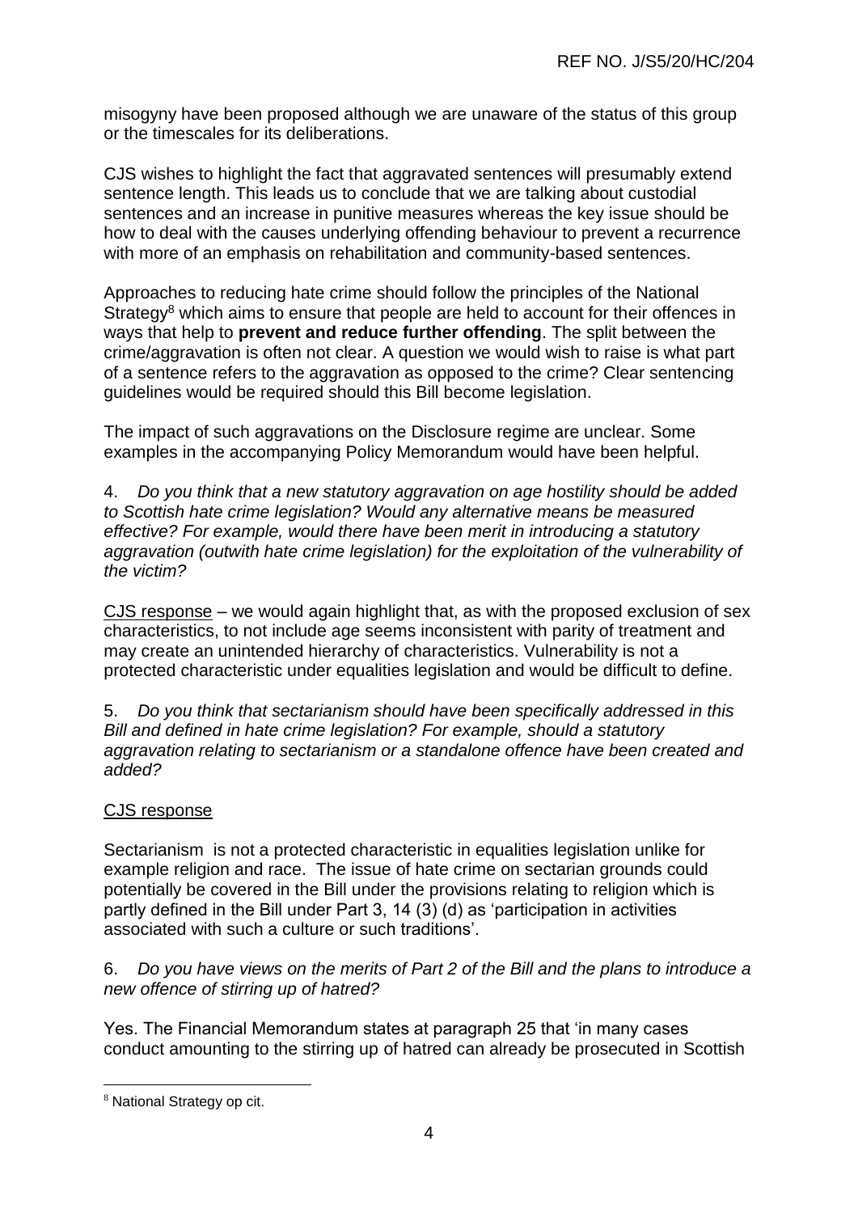misogyny have been proposed although we are unaware of the status of this group or the timescales for its deliberations.

CJS wishes to highlight the fact that aggravated sentences will presumably extend sentence length. This leads us to conclude that we are talking about custodial sentences and an increase in punitive measures whereas the key issue should be how to deal with the causes underlying offending behaviour to prevent a recurrence with more of an emphasis on rehabilitation and community-based sentences.

Approaches to reducing hate crime should follow the principles of the National Strategy[8] which aims to ensure that people are held to account for their offences in ways that help to **prevent and reduce further offending**. The split between the crime/aggravation is often not clear. A question we would wish to raise is what part of a sentence refers to the aggravation as opposed to the crime? Clear sentencing guidelines would be required should this Bill become legislation.

The impact of such aggravations on the Disclosure regime are unclear. Some examples in the accompanying Policy Memorandum would have been helpful.

4. *Do you think that a new statutory aggravation on age hostility should be added to Scottish hate crime legislation? Would any alternative means be measured effective? For example, would there have been merit in introducing a statutory aggravation (outwith hate crime legislation) for the exploitation of the vulnerability of the victim?*

<u>CJS response</u> – we would again highlight that, as with the proposed exclusion of sex characteristics, to not include age seems inconsistent with parity of treatment and may create an unintended hierarchy of characteristics. Vulnerability is not a protected characteristic under equalities legislation and would be difficult to define.

5. *Do you think that sectarianism should have been specifically addressed in this Bill and defined in hate crime legislation? For example, should a statutory aggravation relating to sectarianism or a standalone offence have been created and added?*

<u>CJS response</u>

Sectarianism is not a protected characteristic in equalities legislation unlike for example religion and race. The issue of hate crime on sectarian grounds could potentially be covered in the Bill under the provisions relating to religion which is partly defined in the Bill under Part 3, 14 (3) (d) as 'participation in activities associated with such a culture or such traditions'.

6. *Do you have views on the merits of Part 2 of the Bill and the plans to introduce a new offence of stirring up of hatred?*

Yes. The Financial Memorandum states at paragraph 25 that 'in many cases conduct amounting to the stirring up of hatred can already be prosecuted in Scottish

---

[8] National Strategy op cit.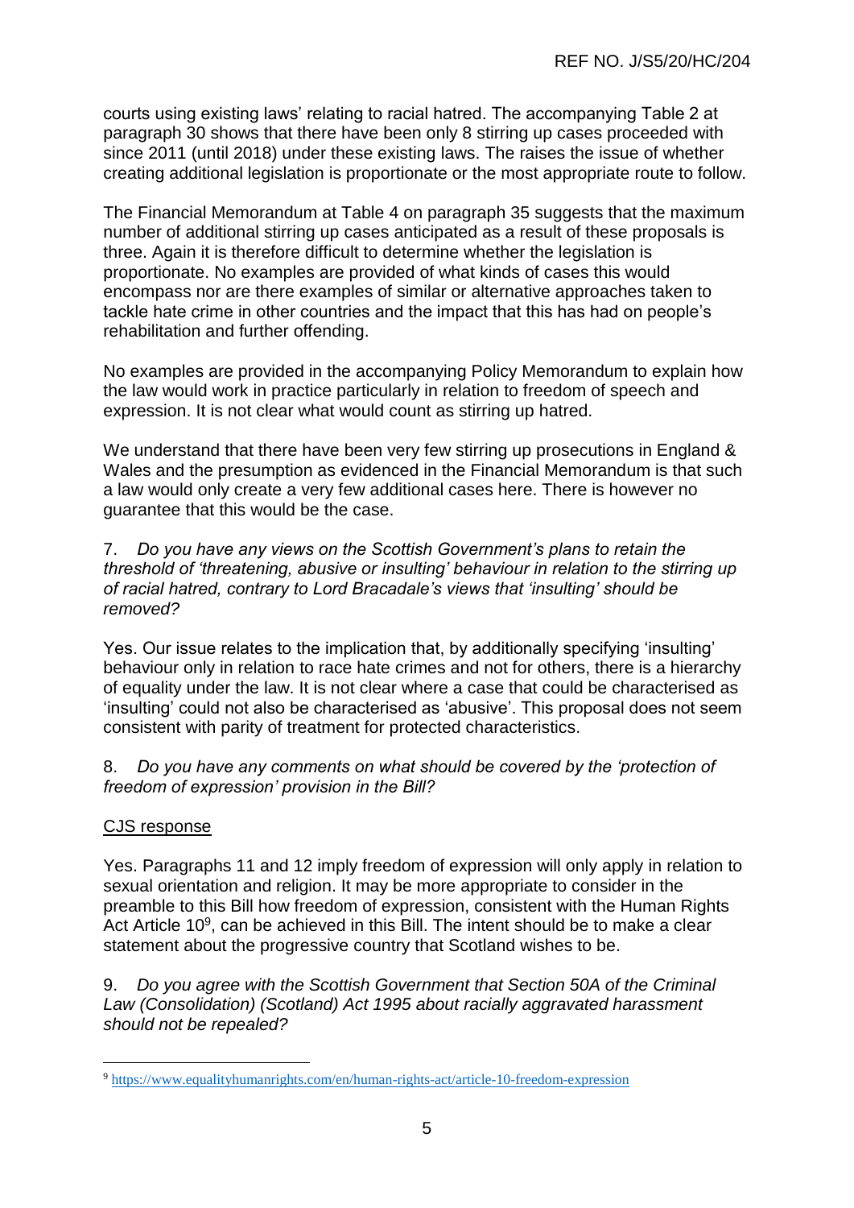courts using existing laws' relating to racial hatred. The accompanying Table 2 at paragraph 30 shows that there have been only 8 stirring up cases proceeded with since 2011 (until 2018) under these existing laws. The raises the issue of whether creating additional legislation is proportionate or the most appropriate route to follow.

The Financial Memorandum at Table 4 on paragraph 35 suggests that the maximum number of additional stirring up cases anticipated as a result of these proposals is three. Again it is therefore difficult to determine whether the legislation is proportionate. No examples are provided of what kinds of cases this would encompass nor are there examples of similar or alternative approaches taken to tackle hate crime in other countries and the impact that this has had on people's rehabilitation and further offending.

No examples are provided in the accompanying Policy Memorandum to explain how the law would work in practice particularly in relation to freedom of speech and expression. It is not clear what would count as stirring up hatred.

We understand that there have been very few stirring up prosecutions in England & Wales and the presumption as evidenced in the Financial Memorandum is that such a law would only create a very few additional cases here. There is however no guarantee that this would be the case.

7. *Do you have any views on the Scottish Government's plans to retain the threshold of 'threatening, abusive or insulting' behaviour in relation to the stirring up of racial hatred, contrary to Lord Bracadale's views that 'insulting' should be removed?*

Yes. Our issue relates to the implication that, by additionally specifying 'insulting' behaviour only in relation to race hate crimes and not for others, there is a hierarchy of equality under the law. It is not clear where a case that could be characterised as 'insulting' could not also be characterised as 'abusive'. This proposal does not seem consistent with parity of treatment for protected characteristics.

8. *Do you have any comments on what should be covered by the 'protection of freedom of expression' provision in the Bill?*

<u>CJS response</u>

Yes. Paragraphs 11 and 12 imply freedom of expression will only apply in relation to sexual orientation and religion. It may be more appropriate to consider in the preamble to this Bill how freedom of expression, consistent with the Human Rights Act Article 10[9], can be achieved in this Bill. The intent should be to make a clear statement about the progressive country that Scotland wishes to be.

9. *Do you agree with the Scottish Government that Section 50A of the Criminal Law (Consolidation) (Scotland) Act 1995 about racially aggravated harassment should not be repealed?*

---

[9] https://www.equalityhumanrights.com/en/human-rights-act/article-10-freedom-expression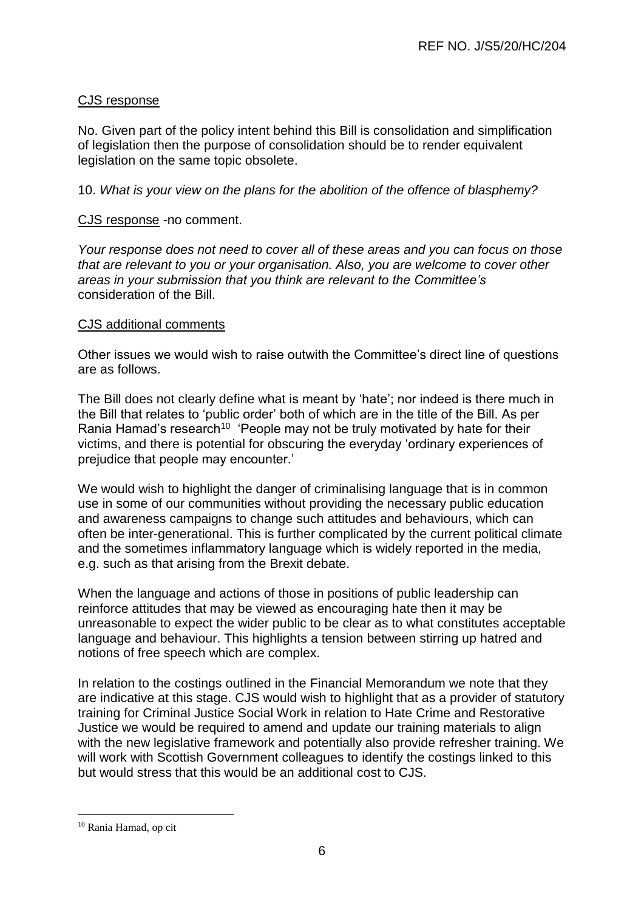<u>CJS response</u>

No. Given part of the policy intent behind this Bill is consolidation and simplification of legislation then the purpose of consolidation should be to render equivalent legislation on the same topic obsolete.

10. *What is your view on the plans for the abolition of the offence of blasphemy?*

<u>CJS response</u> -no comment.

*Your response does not need to cover all of these areas and you can focus on those that are relevant to you or your organisation. Also, you are welcome to cover other areas in your submission that you think are relevant to the Committee's* consideration of the Bill.

<u>CJS additional comments</u>

Other issues we would wish to raise outwith the Committee's direct line of questions are as follows.

The Bill does not clearly define what is meant by 'hate'; nor indeed is there much in the Bill that relates to 'public order' both of which are in the title of the Bill. As per Rania Hamad's research[10] 'People may not be truly motivated by hate for their victims, and there is potential for obscuring the everyday 'ordinary experiences of prejudice that people may encounter.'

We would wish to highlight the danger of criminalising language that is in common use in some of our communities without providing the necessary public education and awareness campaigns to change such attitudes and behaviours, which can often be inter-generational. This is further complicated by the current political climate and the sometimes inflammatory language which is widely reported in the media, e.g. such as that arising from the Brexit debate.

When the language and actions of those in positions of public leadership can reinforce attitudes that may be viewed as encouraging hate then it may be unreasonable to expect the wider public to be clear as to what constitutes acceptable language and behaviour. This highlights a tension between stirring up hatred and notions of free speech which are complex.

In relation to the costings outlined in the Financial Memorandum we note that they are indicative at this stage. CJS would wish to highlight that as a provider of statutory training for Criminal Justice Social Work in relation to Hate Crime and Restorative Justice we would be required to amend and update our training materials to align with the new legislative framework and potentially also provide refresher training. We will work with Scottish Government colleagues to identify the costings linked to this but would stress that this would be an additional cost to CJS.

---

[10] Rania Hamad, op cit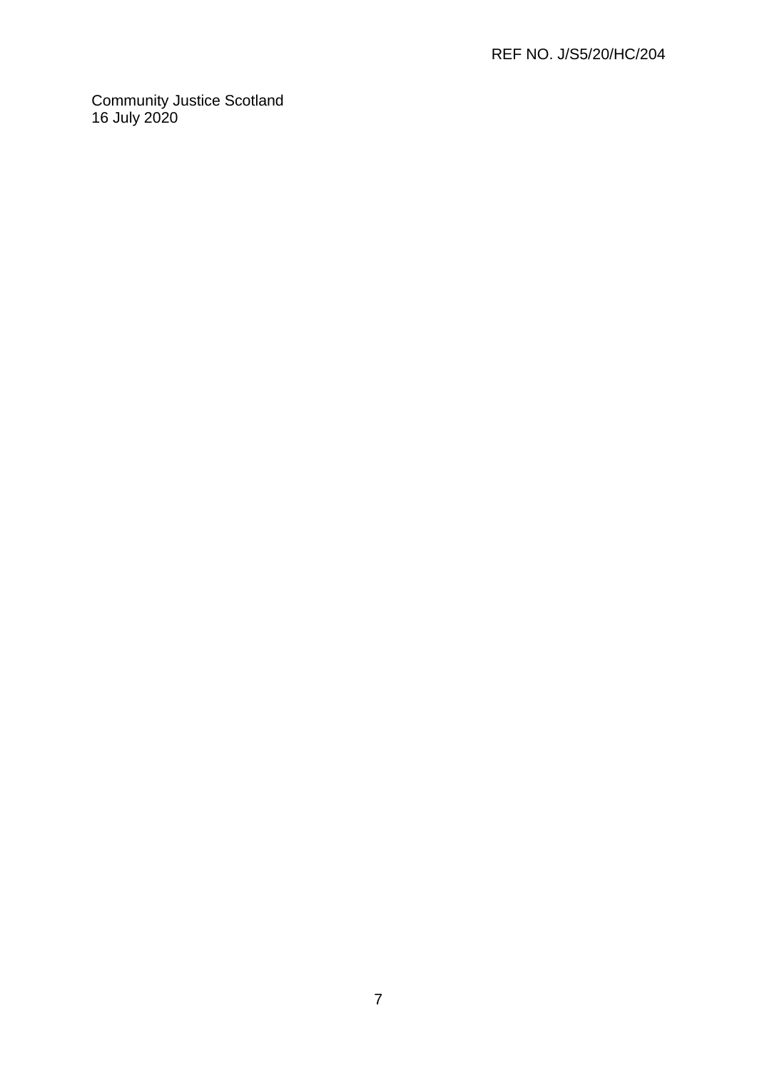Community Justice Scotland
16 July 2020